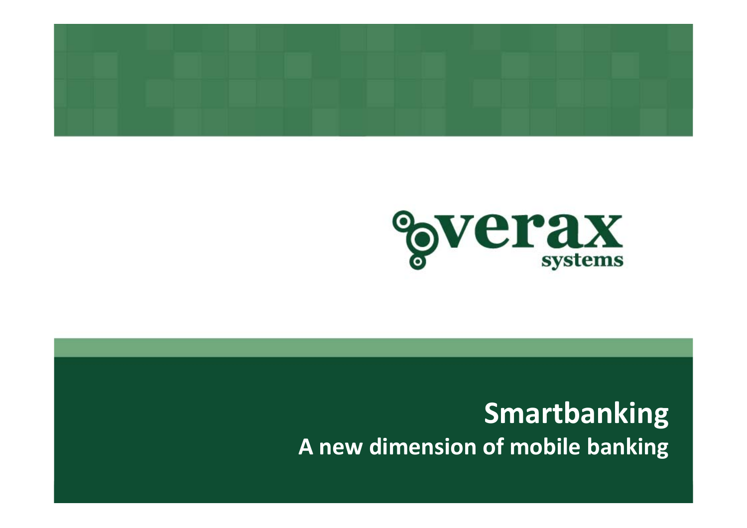verax systems

# Smartbanking

## A new dimension of mobile banking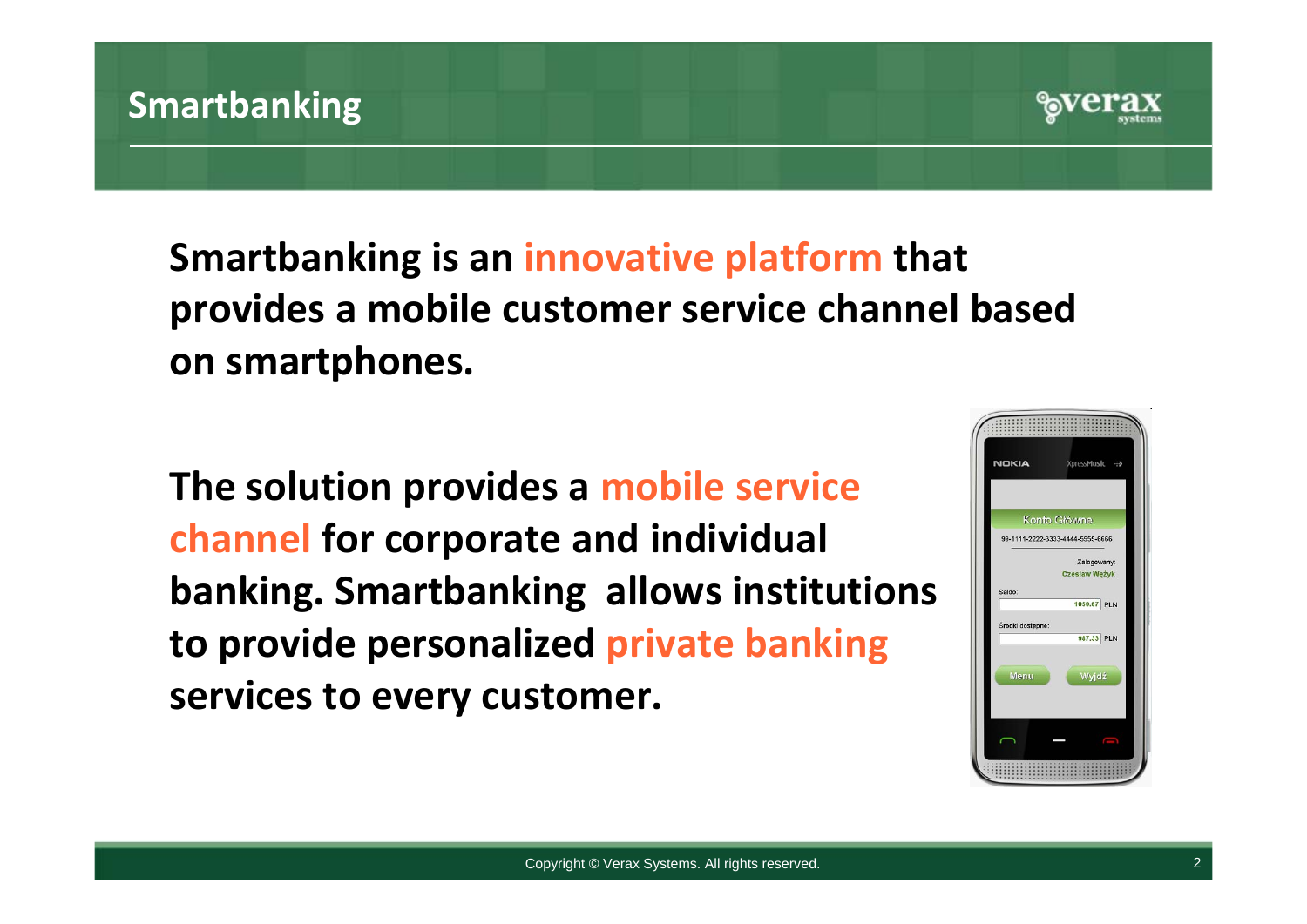# Smartbanking

**Smartbanking is an innovative platform that provides a mobile customer service channel based on smartphones.**

**The solution provides a mobile service channel for corporate and individual banking. Smartbanking allows institutions to provide personalized private banking services to every customer.**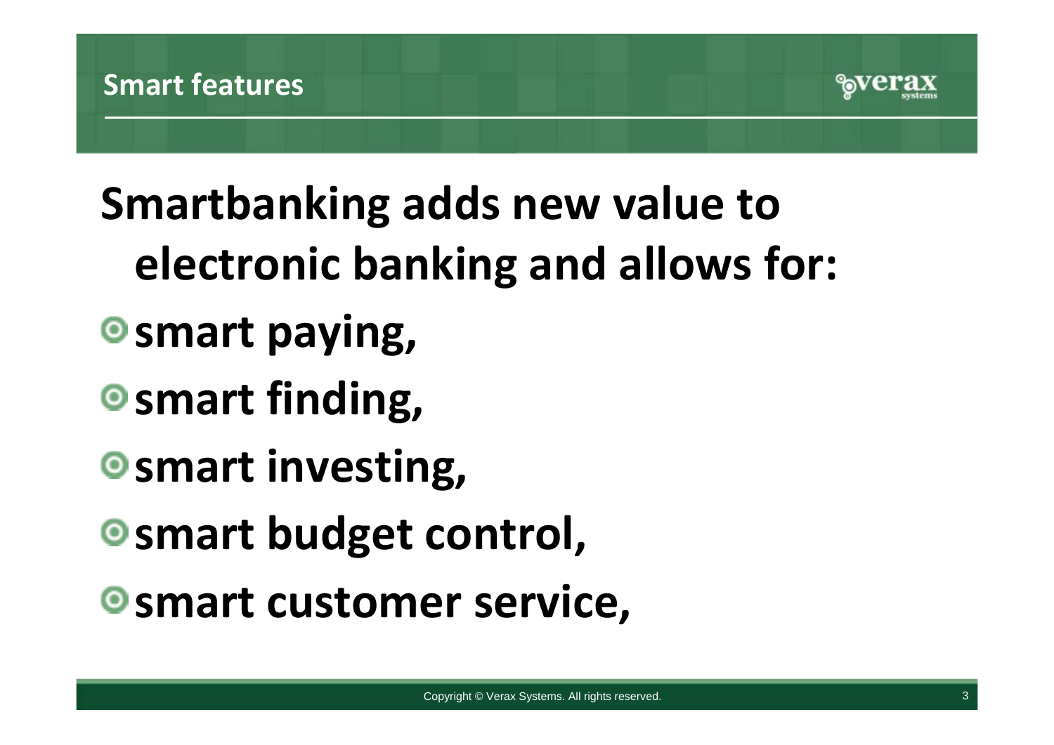## Smart features

**Smartbanking adds new value to electronic banking and allows for:**

- **smart paying,**
- **smart finding,**
- **smart investing,**
- **smart budget control,**
- **smart customer service,**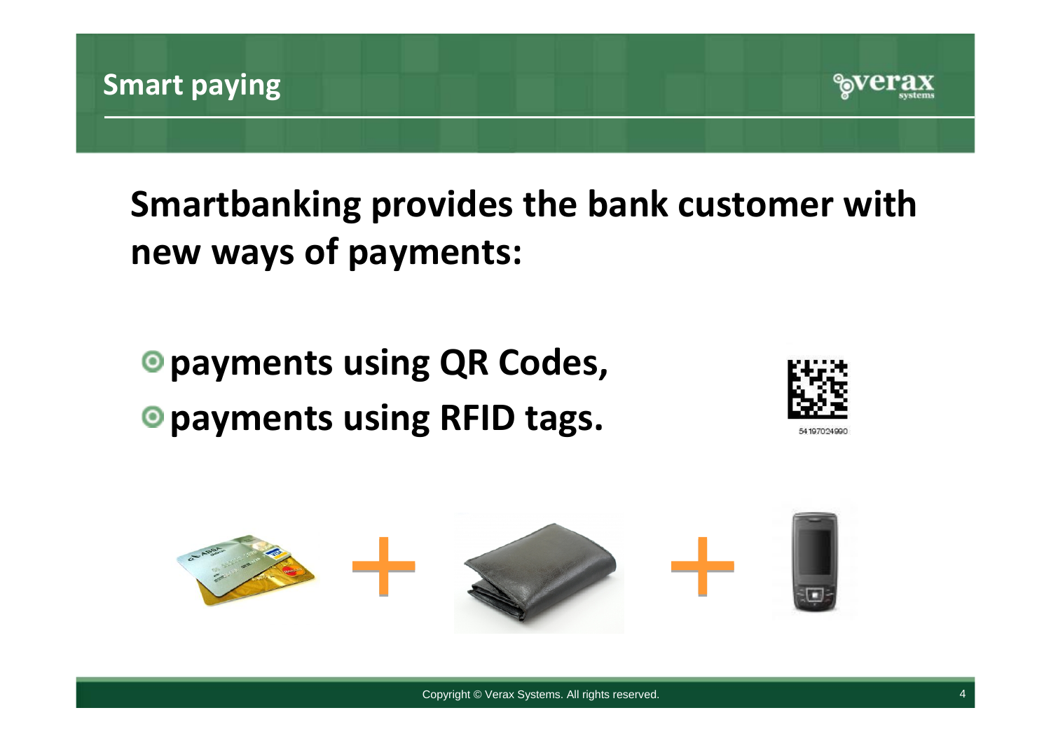## Smart paying

**Smartbanking provides the bank customer with new ways of payments:**

- **payments using QR Codes,**
- **payments using RFID tags.**

54197024990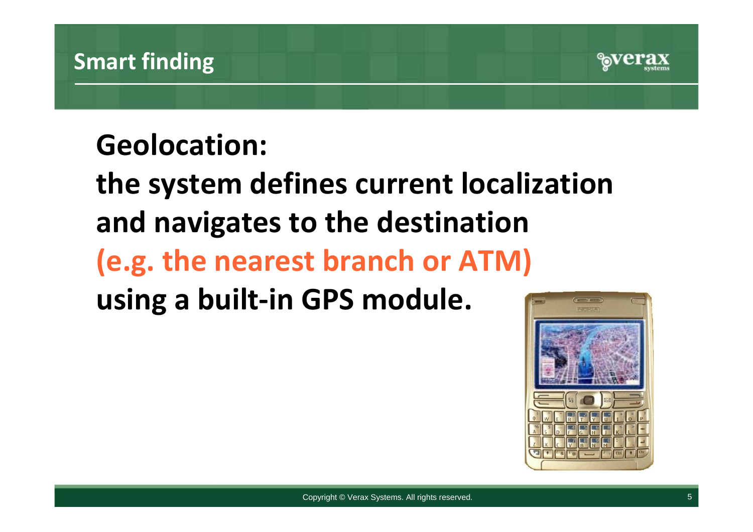# Smart finding

**Geolocation:**

**the system defines current localization and navigates to the destination (e.g. the nearest branch or ATM) using a built-in GPS module.**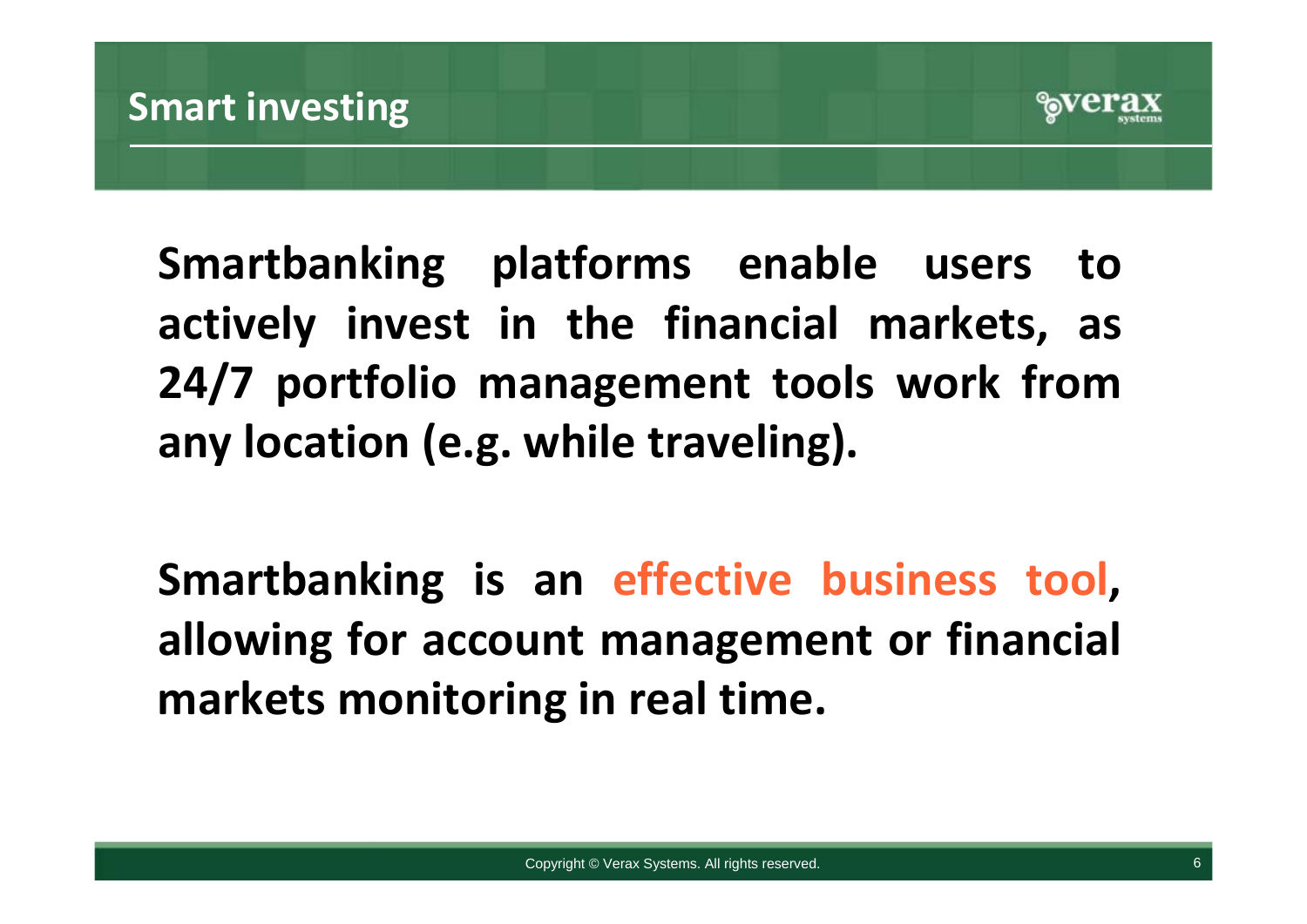## Smart investing

**Smartbanking platforms enable users to actively invest in the financial markets, as 24/7 portfolio management tools work from any location (e.g. while traveling).**

**Smartbanking is an effective business tool, allowing for account management or financial markets monitoring in real time.**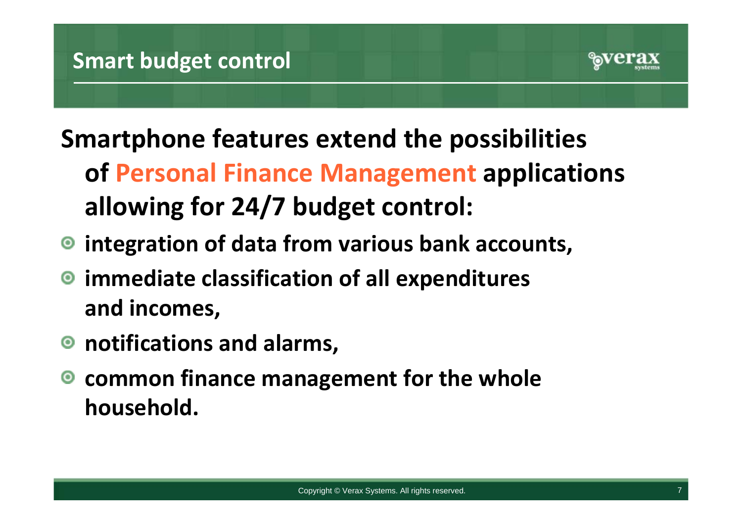## Smart budget control

**Smartphone features extend the possibilities of Personal Finance Management applications allowing for 24/7 budget control:**

- **integration of data from various bank accounts,**
- **immediate classification of all expenditures and incomes,**
- **notifications and alarms,**
- **common finance management for the whole household.**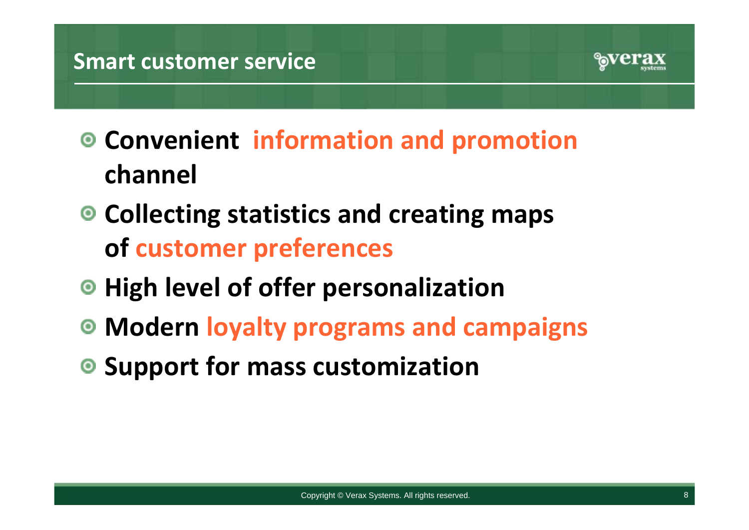## Smart customer service

- **Convenient information and promotion channel**
- **Collecting statistics and creating maps of customer preferences**
- **High level of offer personalization**
- **Modern loyalty programs and campaigns**
- **Support for mass customization**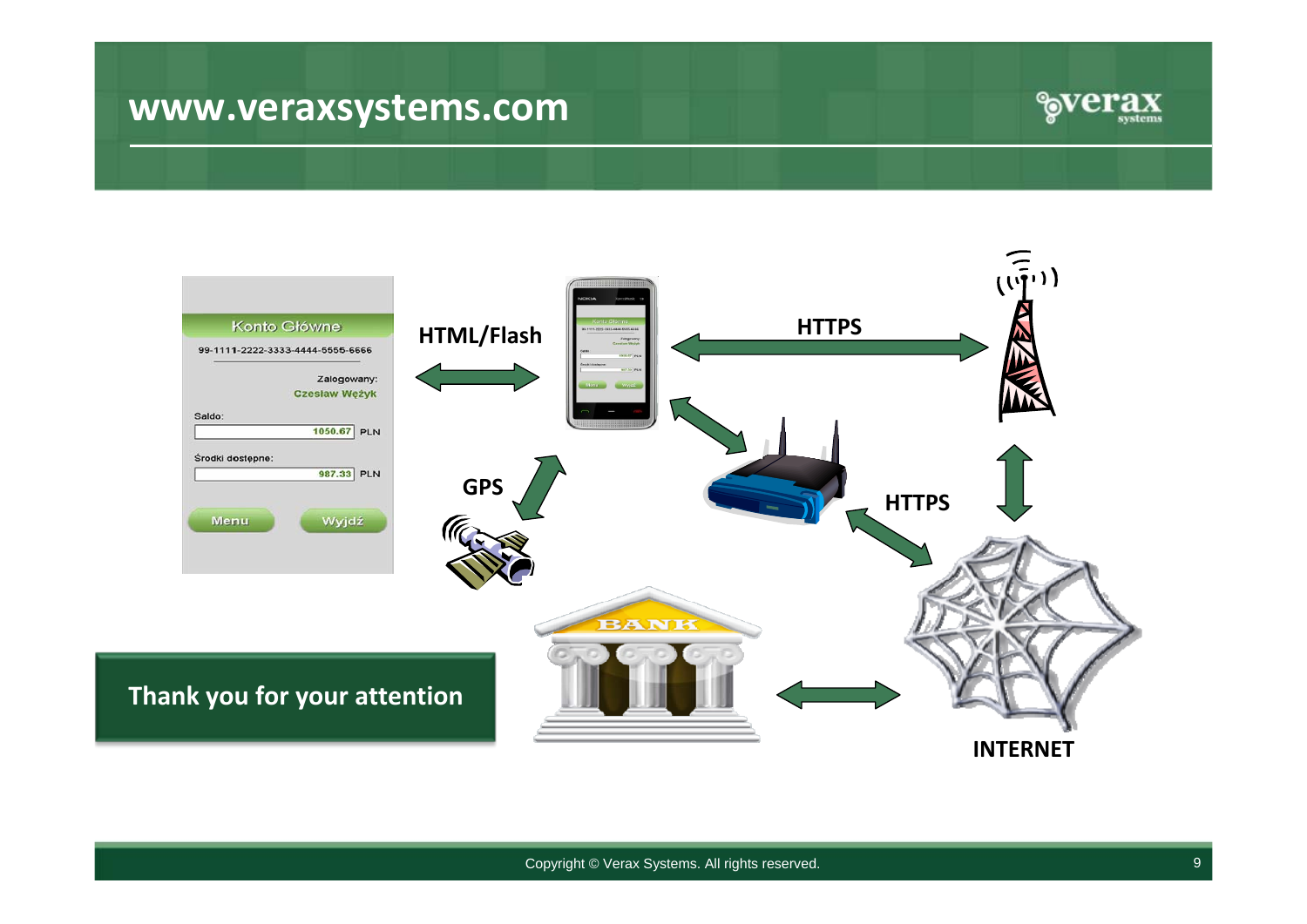# www.veraxsystems.com

Konto Główne

99-1111-2222-3333-4444-5555-6666

Zalogowany:
Czesław Wężyk

Saldo:
1050.67 PLN

Środki dostępne:
987.33 PLN

Menu
Wyjdź

HTML/Flash

HTTPS

GPS

HTTPS

BANK

INTERNET

Thank you for your attention

Copyright © Verax Systems. All rights reserved.